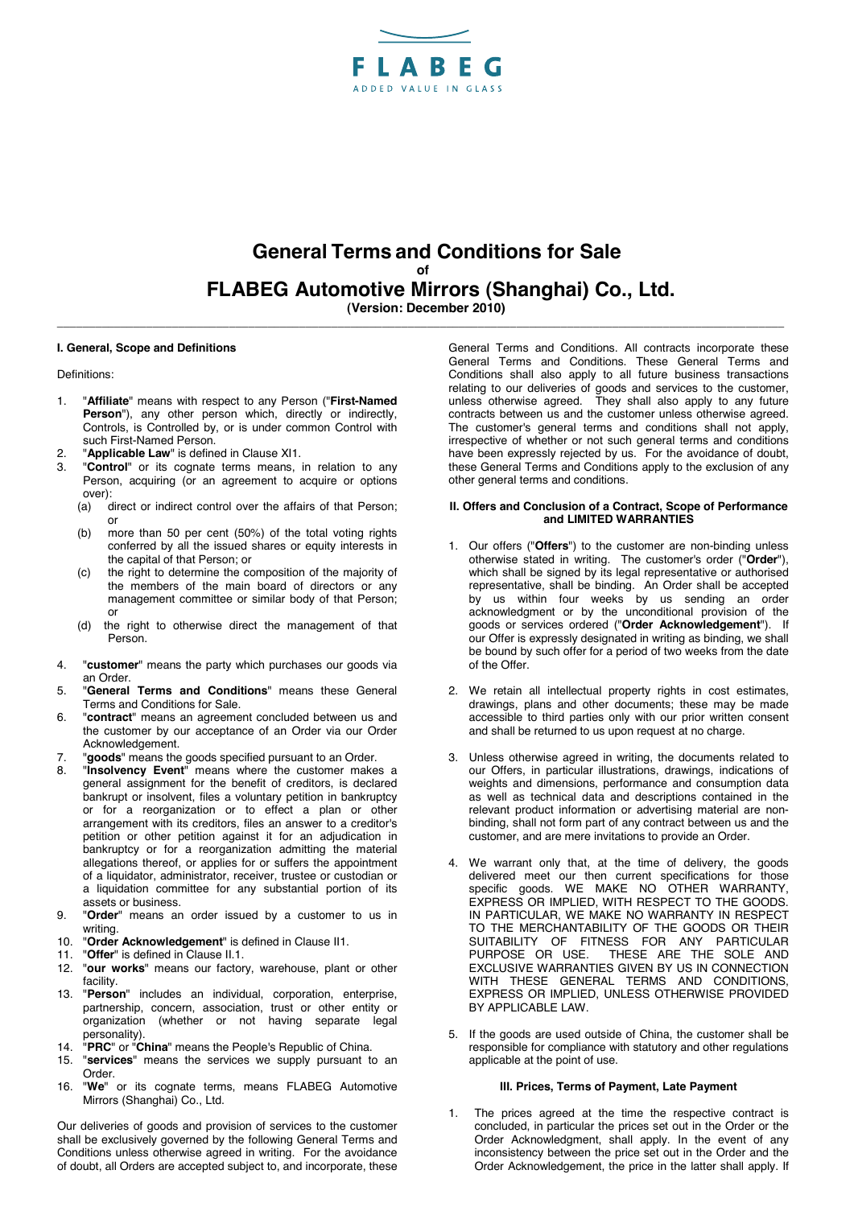FLABEG

ADDED VALUE IN GLASS

# General Terms and Conditions for Sale
**of**
# FLABEG Automotive Mirrors (Shanghai) Co., Ltd.
**(Version: December 2010)**

## I. General, Scope and Definitions

Definitions:

1. "**Affiliate**" means with respect to any Person ("**First-Named Person**"), any other person which, directly or indirectly, Controls, is Controlled by, or is under common Control with such First-Named Person.
2. "**Applicable Law**" is defined in Clause XI1.
3. "**Control**" or its cognate terms means, in relation to any Person, acquiring (or an agreement to acquire or options over):
   (a) direct or indirect control over the affairs of that Person; or
   (b) more than 50 per cent (50%) of the total voting rights conferred by all the issued shares or equity interests in the capital of that Person; or
   (c) the right to determine the composition of the majority of the members of the main board of directors or any management committee or similar body of that Person; or
   (d) the right to otherwise direct the management of that Person.
4. "**customer**" means the party which purchases our goods via an Order.
5. "**General Terms and Conditions**" means these General Terms and Conditions for Sale.
6. "**contract**" means an agreement concluded between us and the customer by our acceptance of an Order via our Order Acknowledgement.
7. "**goods**" means the goods specified pursuant to an Order.
8. "**Insolvency Event**" means where the customer makes a general assignment for the benefit of creditors, is declared bankrupt or insolvent, files a voluntary petition in bankruptcy or for a reorganization or to effect a plan or other arrangement with its creditors, files an answer to a creditor's petition or other petition against it for an adjudication in bankruptcy or for a reorganization admitting the material allegations thereof, or applies for or suffers the appointment of a liquidator, administrator, receiver, trustee or custodian or a liquidation committee for any substantial portion of its assets or business.
9. "**Order**" means an order issued by a customer to us in writing.
10. "**Order Acknowledgement**" is defined in Clause II1.
11. "**Offer**" is defined in Clause II.1.
12. "**our works**" means our factory, warehouse, plant or other facility.
13. "**Person**" includes an individual, corporation, enterprise, partnership, concern, association, trust or other entity or organization (whether or not having separate legal personality).
14. "**PRC**" or "**China**" means the People's Republic of China.
15. "**services**" means the services we supply pursuant to an Order.
16. "**We**" or its cognate terms, means FLABEG Automotive Mirrors (Shanghai) Co., Ltd.

Our deliveries of goods and provision of services to the customer shall be exclusively governed by the following General Terms and Conditions unless otherwise agreed in writing. For the avoidance of doubt, all Orders are accepted subject to, and incorporate, these General Terms and Conditions. All contracts incorporate these General Terms and Conditions. These General Terms and Conditions shall also apply to all future business transactions relating to our deliveries of goods and services to the customer, unless otherwise agreed. They shall also apply to any future contracts between us and the customer unless otherwise agreed. The customer's general terms and conditions shall not apply, irrespective of whether or not such general terms and conditions have been expressly rejected by us. For the avoidance of doubt, these General Terms and Conditions apply to the exclusion of any other general terms and conditions.

## II. Offers and Conclusion of a Contract, Scope of Performance and LIMITED WARRANTIES

1. Our offers ("**Offers**") to the customer are non-binding unless otherwise stated in writing. The customer's order ("**Order**"), which shall be signed by its legal representative or authorised representative, shall be binding. An Order shall be accepted by us within four weeks by us sending an order acknowledgment or by the unconditional provision of the goods or services ordered ("**Order Acknowledgement**"). If our Offer is expressly designated in writing as binding, we shall be bound by such offer for a period of two weeks from the date of the Offer.

2. We retain all intellectual property rights in cost estimates, drawings, plans and other documents; these may be made accessible to third parties only with our prior written consent and shall be returned to us upon request at no charge.

3. Unless otherwise agreed in writing, the documents related to our Offers, in particular illustrations, drawings, indications of weights and dimensions, performance and consumption data as well as technical data and descriptions contained in the relevant product information or advertising material are non-binding, shall not form part of any contract between us and the customer, and are mere invitations to provide an Order.

4. We warrant only that, at the time of delivery, the goods delivered meet our then current specifications for those specific goods. WE MAKE NO OTHER WARRANTY, EXPRESS OR IMPLIED, WITH RESPECT TO THE GOODS. IN PARTICULAR, WE MAKE NO WARRANTY IN RESPECT TO THE MERCHANTABILITY OF THE GOODS OR THEIR SUITABILITY OF FITNESS FOR ANY PARTICULAR PURPOSE OR USE. THESE ARE THE SOLE AND EXCLUSIVE WARRANTIES GIVEN BY US IN CONNECTION WITH THESE GENERAL TERMS AND CONDITIONS, EXPRESS OR IMPLIED, UNLESS OTHERWISE PROVIDED BY APPLICABLE LAW.

5. If the goods are used outside of China, the customer shall be responsible for compliance with statutory and other regulations applicable at the point of use.

## III. Prices, Terms of Payment, Late Payment

1. The prices agreed at the time the respective contract is concluded, in particular the prices set out in the Order or the Order Acknowledgment, shall apply. In the event of any inconsistency between the price set out in the Order and the Order Acknowledgement, the price in the latter shall apply. If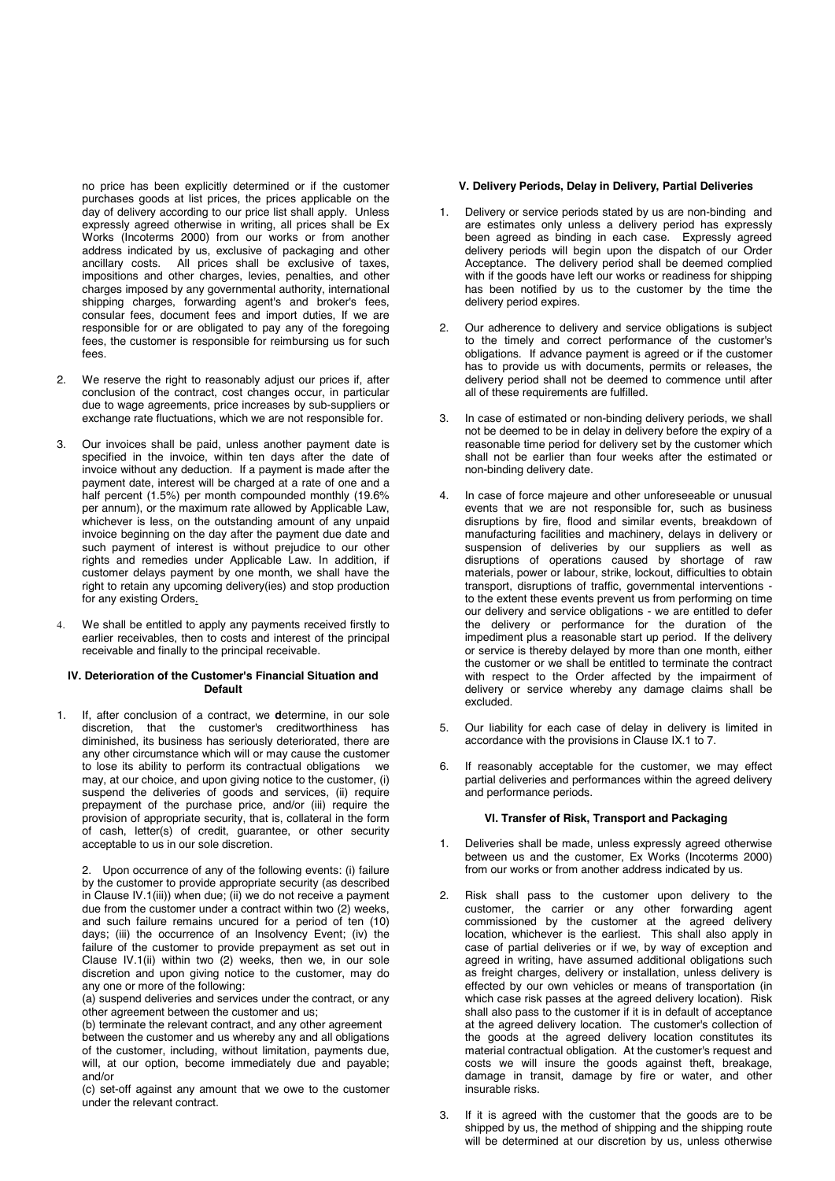no price has been explicitly determined or if the customer purchases goods at list prices, the prices applicable on the day of delivery according to our price list shall apply. Unless expressly agreed otherwise in writing, all prices shall be Ex Works (Incoterms 2000) from our works or from another address indicated by us, exclusive of packaging and other ancillary costs. All prices shall be exclusive of taxes, impositions and other charges, levies, penalties, and other charges imposed by any governmental authority, international shipping charges, forwarding agent's and broker's fees, consular fees, document fees and import duties, If we are responsible for or are obligated to pay any of the foregoing fees, the customer is responsible for reimbursing us for such fees.

2. We reserve the right to reasonably adjust our prices if, after conclusion of the contract, cost changes occur, in particular due to wage agreements, price increases by sub-suppliers or exchange rate fluctuations, which we are not responsible for.

3. Our invoices shall be paid, unless another payment date is specified in the invoice, within ten days after the date of invoice without any deduction. If a payment is made after the payment date, interest will be charged at a rate of one and a half percent (1.5%) per month compounded monthly (19.6% per annum), or the maximum rate allowed by Applicable Law, whichever is less, on the outstanding amount of any unpaid invoice beginning on the day after the payment due date and such payment of interest is without prejudice to our other rights and remedies under Applicable Law. In addition, if customer delays payment by one month, we shall have the right to retain any upcoming delivery(ies) and stop production for any existing Orders.

4. We shall be entitled to apply any payments received firstly to earlier receivables, then to costs and interest of the principal receivable and finally to the principal receivable.

#### IV. Deterioration of the Customer's Financial Situation and Default

1. If, after conclusion of a contract, we **d**etermine, in our sole discretion, that the customer's creditworthiness has diminished, its business has seriously deteriorated, there are any other circumstance which will or may cause the customer to lose its ability to perform its contractual obligations we may, at our choice, and upon giving notice to the customer, (i) suspend the deliveries of goods and services, (ii) require prepayment of the purchase price, and/or (iii) require the provision of appropriate security, that is, collateral in the form of cash, letter(s) of credit, guarantee, or other security acceptable to us in our sole discretion.

   2. Upon occurrence of any of the following events: (i) failure by the customer to provide appropriate security (as described in Clause IV.1(iii)) when due; (ii) we do not receive a payment due from the customer under a contract within two (2) weeks, and such failure remains uncured for a period of ten (10) days; (iii) the occurrence of an Insolvency Event; (iv) the failure of the customer to provide prepayment as set out in Clause IV.1(ii) within two (2) weeks, then we, in our sole discretion and upon giving notice to the customer, may do any one or more of the following:

   (a) suspend deliveries and services under the contract, or any other agreement between the customer and us;

   (b) terminate the relevant contract, and any other agreement between the customer and us whereby any and all obligations of the customer, including, without limitation, payments due, will, at our option, become immediately due and payable; and/or

   (c) set-off against any amount that we owe to the customer under the relevant contract.

#### V. Delivery Periods, Delay in Delivery, Partial Deliveries

1. Delivery or service periods stated by us are non-binding and are estimates only unless a delivery period has expressly been agreed as binding in each case. Expressly agreed delivery periods will begin upon the dispatch of our Order Acceptance. The delivery period shall be deemed complied with if the goods have left our works or readiness for shipping has been notified by us to the customer by the time the delivery period expires.

2. Our adherence to delivery and service obligations is subject to the timely and correct performance of the customer's obligations. If advance payment is agreed or if the customer has to provide us with documents, permits or releases, the delivery period shall not be deemed to commence until after all of these requirements are fulfilled.

3. In case of estimated or non-binding delivery periods, we shall not be deemed to be in delay in delivery before the expiry of a reasonable time period for delivery set by the customer which shall not be earlier than four weeks after the estimated or non-binding delivery date.

4. In case of force majeure and other unforeseeable or unusual events that we are not responsible for, such as business disruptions by fire, flood and similar events, breakdown of manufacturing facilities and machinery, delays in delivery or suspension of deliveries by our suppliers as well as disruptions of operations caused by shortage of raw materials, power or labour, strike, lockout, difficulties to obtain transport, disruptions of traffic, governmental interventions - to the extent these events prevent us from performing on time our delivery and service obligations - we are entitled to defer the delivery or performance for the duration of the impediment plus a reasonable start up period. If the delivery or service is thereby delayed by more than one month, either the customer or we shall be entitled to terminate the contract with respect to the Order affected by the impairment of delivery or service whereby any damage claims shall be excluded.

5. Our liability for each case of delay in delivery is limited in accordance with the provisions in Clause IX.1 to 7.

6. If reasonably acceptable for the customer, we may effect partial deliveries and performances within the agreed delivery and performance periods.

#### VI. Transfer of Risk, Transport and Packaging

1. Deliveries shall be made, unless expressly agreed otherwise between us and the customer, Ex Works (Incoterms 2000) from our works or from another address indicated by us.

2. Risk shall pass to the customer upon delivery to the customer, the carrier or any other forwarding agent commissioned by the customer at the agreed delivery location, whichever is the earliest. This shall also apply in case of partial deliveries or if we, by way of exception and agreed in writing, have assumed additional obligations such as freight charges, delivery or installation, unless delivery is effected by our own vehicles or means of transportation (in which case risk passes at the agreed delivery location). Risk shall also pass to the customer if it is in default of acceptance at the agreed delivery location. The customer's collection of the goods at the agreed delivery location constitutes its material contractual obligation. At the customer's request and costs we will insure the goods against theft, breakage, damage in transit, damage by fire or water, and other insurable risks.

3. If it is agreed with the customer that the goods are to be shipped by us, the method of shipping and the shipping route will be determined at our discretion by us, unless otherwise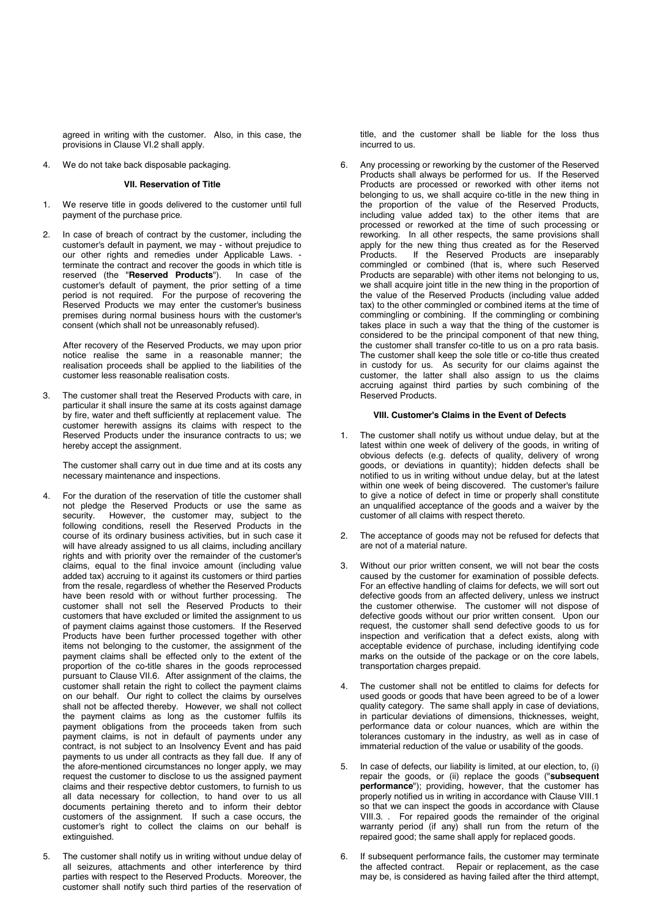agreed in writing with the customer. Also, in this case, the provisions in Clause VI.2 shall apply.

4. We do not take back disposable packaging.

### VII. Reservation of Title

1. We reserve title in goods delivered to the customer until full payment of the purchase price.

2. In case of breach of contract by the customer, including the customer's default in payment, we may - without prejudice to our other rights and remedies under Applicable Laws. - terminate the contract and recover the goods in which title is reserved (the "**Reserved Products**"). In case of the customer's default of payment, the prior setting of a time period is not required. For the purpose of recovering the Reserved Products we may enter the customer's business premises during normal business hours with the customer's consent (which shall not be unreasonably refused).

   After recovery of the Reserved Products, we may upon prior notice realise the same in a reasonable manner; the realisation proceeds shall be applied to the liabilities of the customer less reasonable realisation costs.

3. The customer shall treat the Reserved Products with care, in particular it shall insure the same at its costs against damage by fire, water and theft sufficiently at replacement value. The customer herewith assigns its claims with respect to the Reserved Products under the insurance contracts to us; we hereby accept the assignment.

   The customer shall carry out in due time and at its costs any necessary maintenance and inspections.

4. For the duration of the reservation of title the customer shall not pledge the Reserved Products or use the same as security. However, the customer may, subject to the following conditions, resell the Reserved Products in the course of its ordinary business activities, but in such case it will have already assigned to us all claims, including ancillary rights and with priority over the remainder of the customer's claims, equal to the final invoice amount (including value added tax) accruing to it against its customers or third parties from the resale, regardless of whether the Reserved Products have been resold with or without further processing. The customer shall not sell the Reserved Products to their customers that have excluded or limited the assignment to us of payment claims against those customers. If the Reserved Products have been further processed together with other items not belonging to the customer, the assignment of the payment claims shall be effected only to the extent of the proportion of the co-title shares in the goods reprocessed pursuant to Clause VII.6. After assignment of the claims, the customer shall retain the right to collect the payment claims on our behalf. Our right to collect the claims by ourselves shall not be affected thereby. However, we shall not collect the payment claims as long as the customer fulfils its payment obligations from the proceeds taken from such payment claims, is not in default of payments under any contract, is not subject to an Insolvency Event and has paid payments to us under all contracts as they fall due. If any of the afore-mentioned circumstances no longer apply, we may request the customer to disclose to us the assigned payment claims and their respective debtor customers, to furnish to us all data necessary for collection, to hand over to us all documents pertaining thereto and to inform their debtor customers of the assignment. If such a case occurs, the customer's right to collect the claims on our behalf is extinguished.

5. The customer shall notify us in writing without undue delay of all seizures, attachments and other interference by third parties with respect to the Reserved Products. Moreover, the customer shall notify such third parties of the reservation of title, and the customer shall be liable for the loss thus incurred to us.

6. Any processing or reworking by the customer of the Reserved Products shall always be performed for us. If the Reserved Products are processed or reworked with other items not belonging to us, we shall acquire co-title in the new thing in the proportion of the value of the Reserved Products, including value added tax) to the other items that are processed or reworked at the time of such processing or reworking. In all other respects, the same provisions shall apply for the new thing thus created as for the Reserved Products. If the Reserved Products are inseparably commingled or combined (that is, where such Reserved Products are separable) with other items not belonging to us, we shall acquire joint title in the new thing in the proportion of the value of the Reserved Products (including value added tax) to the other commingled or combined items at the time of commingling or combining. If the commingling or combining takes place in such a way that the thing of the customer is considered to be the principal component of that new thing, the customer shall transfer co-title to us on a pro rata basis. The customer shall keep the sole title or co-title thus created in custody for us. As security for our claims against the customer, the latter shall also assign to us the claims accruing against third parties by such combining of the Reserved Products.

### VIII. Customer's Claims in the Event of Defects

1. The customer shall notify us without undue delay, but at the latest within one week of delivery of the goods, in writing of obvious defects (e.g. defects of quality, delivery of wrong goods, or deviations in quantity); hidden defects shall be notified to us in writing without undue delay, but at the latest within one week of being discovered. The customer's failure to give a notice of defect in time or properly shall constitute an unqualified acceptance of the goods and a waiver by the customer of all claims with respect thereto.

2. The acceptance of goods may not be refused for defects that are not of a material nature.

3. Without our prior written consent, we will not bear the costs caused by the customer for examination of possible defects. For an effective handling of claims for defects, we will sort out defective goods from an affected delivery, unless we instruct the customer otherwise. The customer will not dispose of defective goods without our prior written consent. Upon our request, the customer shall send defective goods to us for inspection and verification that a defect exists, along with acceptable evidence of purchase, including identifying code marks on the outside of the package or on the core labels, transportation charges prepaid.

4. The customer shall not be entitled to claims for defects for used goods or goods that have been agreed to be of a lower quality category. The same shall apply in case of deviations, in particular deviations of dimensions, thicknesses, weight, performance data or colour nuances, which are within the tolerances customary in the industry, as well as in case of immaterial reduction of the value or usability of the goods.

5. In case of defects, our liability is limited, at our election, to, (i) repair the goods, or (ii) replace the goods ("**subsequent performance**"); providing, however, that the customer has properly notified us in writing in accordance with Clause VIII.1 so that we can inspect the goods in accordance with Clause VIII.3. . For repaired goods the remainder of the original warranty period (if any) shall run from the return of the repaired good; the same shall apply for replaced goods.

6. If subsequent performance fails, the customer may terminate the affected contract. Repair or replacement, as the case may be, is considered as having failed after the third attempt,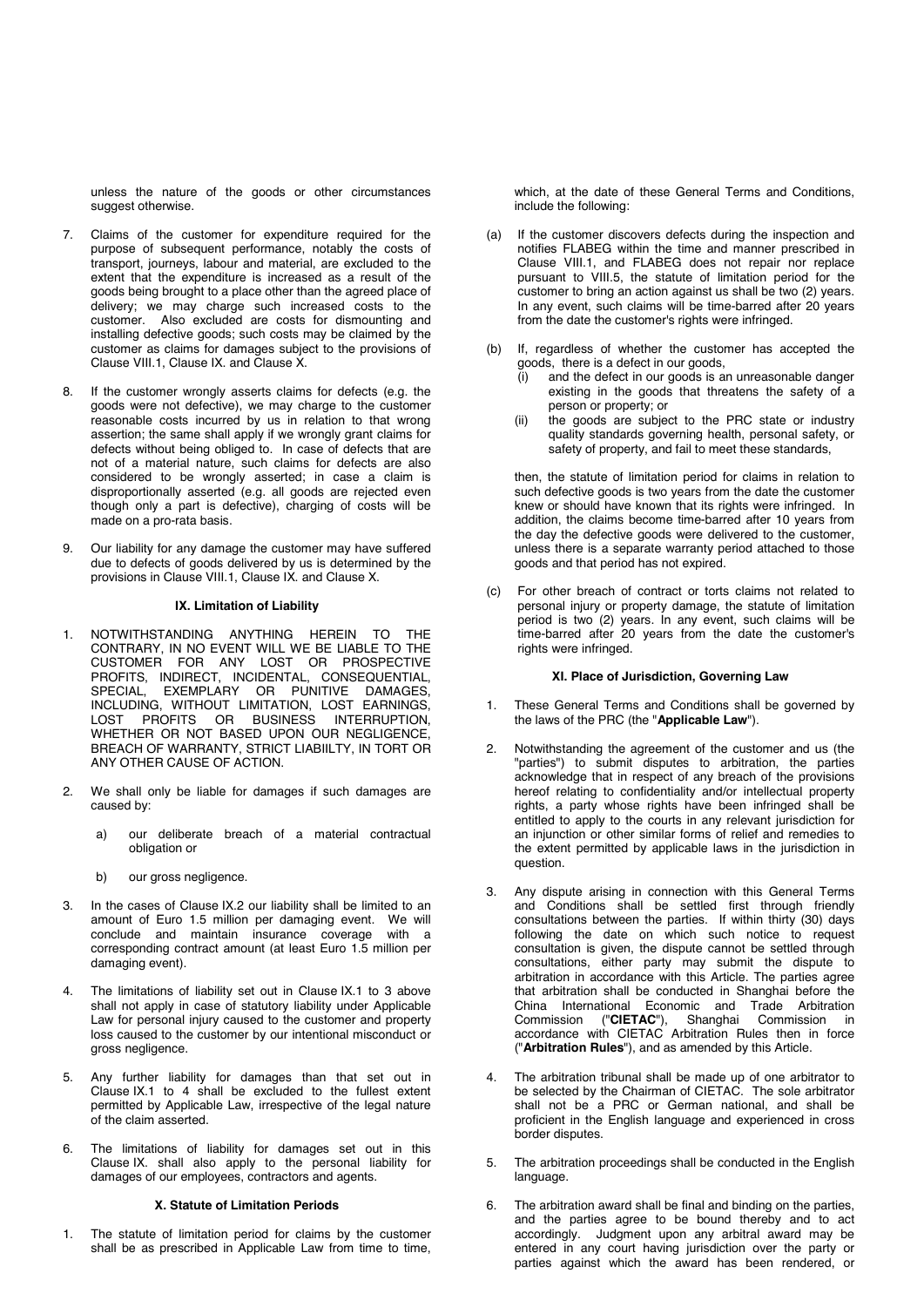unless the nature of the goods or other circumstances suggest otherwise.

7. Claims of the customer for expenditure required for the purpose of subsequent performance, notably the costs of transport, journeys, labour and material, are excluded to the extent that the expenditure is increased as a result of the goods being brought to a place other than the agreed place of delivery; we may charge such increased costs to the customer. Also excluded are costs for dismounting and installing defective goods; such costs may be claimed by the customer as claims for damages subject to the provisions of Clause VIII.1, Clause IX. and Clause X.

8. If the customer wrongly asserts claims for defects (e.g. the goods were not defective), we may charge to the customer reasonable costs incurred by us in relation to that wrong assertion; the same shall apply if we wrongly grant claims for defects without being obliged to. In case of defects that are not of a material nature, such claims for defects are also considered to be wrongly asserted; in case a claim is disproportionally asserted (e.g. all goods are rejected even though only a part is defective), charging of costs will be made on a pro-rata basis.

9. Our liability for any damage the customer may have suffered due to defects of goods delivered by us is determined by the provisions in Clause VIII.1, Clause IX. and Clause X.

### IX. Limitation of Liability

1. NOTWITHSTANDING ANYTHING HEREIN TO THE CONTRARY, IN NO EVENT WILL WE BE LIABLE TO THE CUSTOMER FOR ANY LOST OR PROSPECTIVE PROFITS, INDIRECT, INCIDENTAL, CONSEQUENTIAL, SPECIAL, EXEMPLARY OR PUNITIVE DAMAGES, INCLUDING, WITHOUT LIMITATION, LOST EARNINGS, LOST PROFITS OR BUSINESS INTERRUPTION, WHETHER OR NOT BASED UPON OUR NEGLIGENCE, BREACH OF WARRANTY, STRICT LIABIILTY, IN TORT OR ANY OTHER CAUSE OF ACTION.

2. We shall only be liable for damages if such damages are caused by:

   a) our deliberate breach of a material contractual obligation or

   b) our gross negligence.

3. In the cases of Clause IX.2 our liability shall be limited to an amount of Euro 1.5 million per damaging event. We will conclude and maintain insurance coverage with a corresponding contract amount (at least Euro 1.5 million per damaging event).

4. The limitations of liability set out in Clause IX.1 to 3 above shall not apply in case of statutory liability under Applicable Law for personal injury caused to the customer and property loss caused to the customer by our intentional misconduct or gross negligence.

5. Any further liability for damages than that set out in Clause IX.1 to 4 shall be excluded to the fullest extent permitted by Applicable Law, irrespective of the legal nature of the claim asserted.

6. The limitations of liability for damages set out in this Clause IX. shall also apply to the personal liability for damages of our employees, contractors and agents.

### X. Statute of Limitation Periods

1. The statute of limitation period for claims by the customer shall be as prescribed in Applicable Law from time to time, which, at the date of these General Terms and Conditions, include the following:

(a) If the customer discovers defects during the inspection and notifies FLABEG within the time and manner prescribed in Clause VIII.1, and FLABEG does not repair nor replace pursuant to VIII.5, the statute of limitation period for the customer to bring an action against us shall be two (2) years. In any event, such claims will be time-barred after 20 years from the date the customer's rights were infringed.

(b) If, regardless of whether the customer has accepted the goods, there is a defect in our goods,
   (i) and the defect in our goods is an unreasonable danger existing in the goods that threatens the safety of a person or property; or
   (ii) the goods are subject to the PRC state or industry quality standards governing health, personal safety, or safety of property, and fail to meet these standards,

   then, the statute of limitation period for claims in relation to such defective goods is two years from the date the customer knew or should have known that its rights were infringed. In addition, the claims become time-barred after 10 years from the day the defective goods were delivered to the customer, unless there is a separate warranty period attached to those goods and that period has not expired.

(c) For other breach of contract or torts claims not related to personal injury or property damage, the statute of limitation period is two (2) years. In any event, such claims will be time-barred after 20 years from the date the customer's rights were infringed.

### XI. Place of Jurisdiction, Governing Law

1. These General Terms and Conditions shall be governed by the laws of the PRC (the "**Applicable Law**").

2. Notwithstanding the agreement of the customer and us (the "parties") to submit disputes to arbitration, the parties acknowledge that in respect of any breach of the provisions hereof relating to confidentiality and/or intellectual property rights, a party whose rights have been infringed shall be entitled to apply to the courts in any relevant jurisdiction for an injunction or other similar forms of relief and remedies to the extent permitted by applicable laws in the jurisdiction in question.

3. Any dispute arising in connection with this General Terms and Conditions shall be settled first through friendly consultations between the parties. If within thirty (30) days following the date on which such notice to request consultation is given, the dispute cannot be settled through consultations, either party may submit the dispute to arbitration in accordance with this Article. The parties agree that arbitration shall be conducted in Shanghai before the China International Economic and Trade Arbitration Commission ("**CIETAC**"), Shanghai Commission in accordance with CIETAC Arbitration Rules then in force ("**Arbitration Rules**"), and as amended by this Article.

4. The arbitration tribunal shall be made up of one arbitrator to be selected by the Chairman of CIETAC. The sole arbitrator shall not be a PRC or German national, and shall be proficient in the English language and experienced in cross border disputes.

5. The arbitration proceedings shall be conducted in the English language.

6. The arbitration award shall be final and binding on the parties, and the parties agree to be bound thereby and to act accordingly. Judgment upon any arbitral award may be entered in any court having jurisdiction over the party or parties against which the award has been rendered, or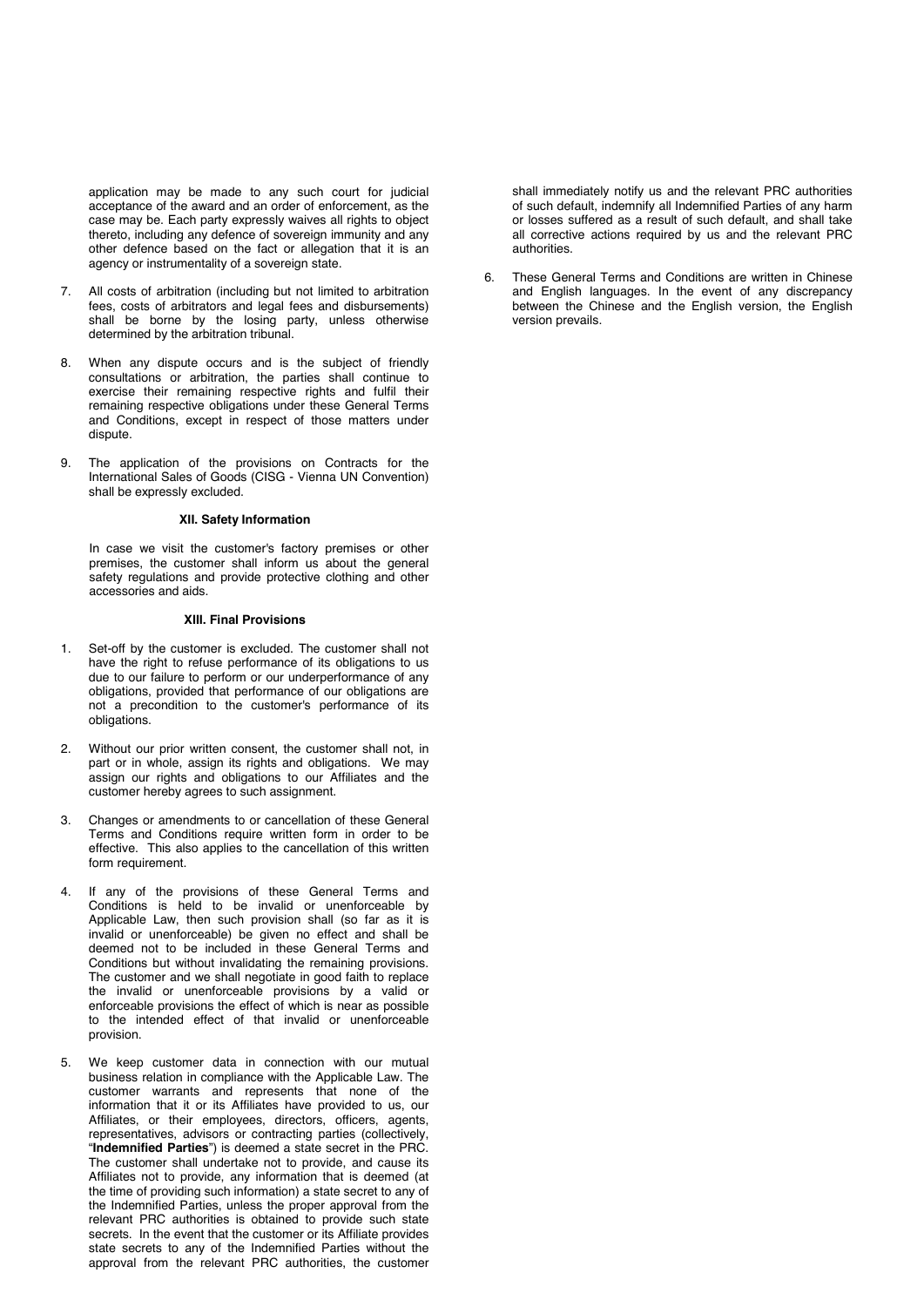application may be made to any such court for judicial acceptance of the award and an order of enforcement, as the case may be. Each party expressly waives all rights to object thereto, including any defence of sovereign immunity and any other defence based on the fact or allegation that it is an agency or instrumentality of a sovereign state.

7. All costs of arbitration (including but not limited to arbitration fees, costs of arbitrators and legal fees and disbursements) shall be borne by the losing party, unless otherwise determined by the arbitration tribunal.

8. When any dispute occurs and is the subject of friendly consultations or arbitration, the parties shall continue to exercise their remaining respective rights and fulfil their remaining respective obligations under these General Terms and Conditions, except in respect of those matters under dispute.

9. The application of the provisions on Contracts for the International Sales of Goods (CISG - Vienna UN Convention) shall be expressly excluded.

#### XII. Safety Information

In case we visit the customer's factory premises or other premises, the customer shall inform us about the general safety regulations and provide protective clothing and other accessories and aids.

#### XIII. Final Provisions

1. Set-off by the customer is excluded. The customer shall not have the right to refuse performance of its obligations to us due to our failure to perform or our underperformance of any obligations, provided that performance of our obligations are not a precondition to the customer's performance of its obligations.

2. Without our prior written consent, the customer shall not, in part or in whole, assign its rights and obligations. We may assign our rights and obligations to our Affiliates and the customer hereby agrees to such assignment.

3. Changes or amendments to or cancellation of these General Terms and Conditions require written form in order to be effective. This also applies to the cancellation of this written form requirement.

4. If any of the provisions of these General Terms and Conditions is held to be invalid or unenforceable by Applicable Law, then such provision shall (so far as it is invalid or unenforceable) be given no effect and shall be deemed not to be included in these General Terms and Conditions but without invalidating the remaining provisions. The customer and we shall negotiate in good faith to replace the invalid or unenforceable provisions by a valid or enforceable provisions the effect of which is near as possible to the intended effect of that invalid or unenforceable provision.

5. We keep customer data in connection with our mutual business relation in compliance with the Applicable Law. The customer warrants and represents that none of the information that it or its Affiliates have provided to us, our Affiliates, or their employees, directors, officers, agents, representatives, advisors or contracting parties (collectively, "**Indemnified Parties**") is deemed a state secret in the PRC. The customer shall undertake not to provide, and cause its Affiliates not to provide, any information that is deemed (at the time of providing such information) a state secret to any of the Indemnified Parties, unless the proper approval from the relevant PRC authorities is obtained to provide such state secrets. In the event that the customer or its Affiliate provides state secrets to any of the Indemnified Parties without the approval from the relevant PRC authorities, the customer shall immediately notify us and the relevant PRC authorities of such default, indemnify all Indemnified Parties of any harm or losses suffered as a result of such default, and shall take all corrective actions required by us and the relevant PRC authorities.

6. These General Terms and Conditions are written in Chinese and English languages. In the event of any discrepancy between the Chinese and the English version, the English version prevails.